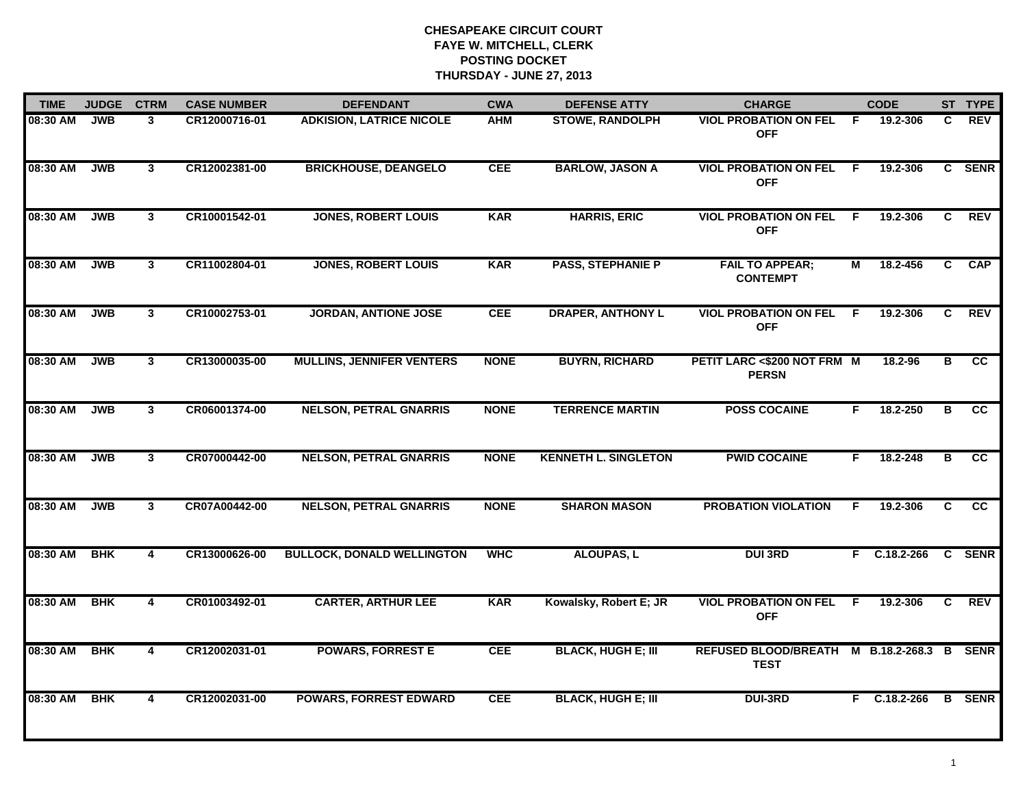**CHESAPEAKE CIRCUIT COURT**
**FAYE W. MITCHELL, CLERK**
**POSTING DOCKET**
**THURSDAY - JUNE 27, 2013**

| TIME | JUDGE | CTRM | CASE NUMBER | DEFENDANT | CWA | DEFENSE ATTY | CHARGE | | CODE | ST | TYPE |
|---|---|---|---|---|---|---|---|---|---|---|---|
| 08:30 AM | JWB | 3 | CR12000716-01 | ADKISION, LATRICE NICOLE | AHM | STOWE, RANDOLPH | VIOL PROBATION ON FEL OFF | F | 19.2-306 | C | REV |
| 08:30 AM | JWB | 3 | CR12002381-00 | BRICKHOUSE, DEANGELO | CEE | BARLOW, JASON A | VIOL PROBATION ON FEL OFF | F | 19.2-306 | C | SENR |
| 08:30 AM | JWB | 3 | CR10001542-01 | JONES, ROBERT LOUIS | KAR | HARRIS, ERIC | VIOL PROBATION ON FEL OFF | F | 19.2-306 | C | REV |
| 08:30 AM | JWB | 3 | CR11002804-01 | JONES, ROBERT LOUIS | KAR | PASS, STEPHANIE P | FAIL TO APPEAR; CONTEMPT | M | 18.2-456 | C | CAP |
| 08:30 AM | JWB | 3 | CR10002753-01 | JORDAN, ANTIONE JOSE | CEE | DRAPER, ANTHONY L | VIOL PROBATION ON FEL OFF | F | 19.2-306 | C | REV |
| 08:30 AM | JWB | 3 | CR13000035-00 | MULLINS, JENNIFER VENTERS | NONE | BUYRN, RICHARD | PETIT LARC <$200 NOT FRM PERSN | M | 18.2-96 | B | CC |
| 08:30 AM | JWB | 3 | CR06001374-00 | NELSON, PETRAL GNARRIS | NONE | TERRENCE MARTIN | POSS COCAINE | F | 18.2-250 | B | CC |
| 08:30 AM | JWB | 3 | CR07000442-00 | NELSON, PETRAL GNARRIS | NONE | KENNETH L. SINGLETON | PWID COCAINE | F | 18.2-248 | B | CC |
| 08:30 AM | JWB | 3 | CR07A00442-00 | NELSON, PETRAL GNARRIS | NONE | SHARON MASON | PROBATION VIOLATION | F | 19.2-306 | C | CC |
| 08:30 AM | BHK | 4 | CR13000626-00 | BULLOCK, DONALD WELLINGTON | WHC | ALOUPAS, L | DUI 3RD | F | C.18.2-266 | C | SENR |
| 08:30 AM | BHK | 4 | CR01003492-01 | CARTER, ARTHUR LEE | KAR | Kowalsky, Robert E; JR | VIOL PROBATION ON FEL OFF | F | 19.2-306 | C | REV |
| 08:30 AM | BHK | 4 | CR12002031-01 | POWARS, FORREST E | CEE | BLACK, HUGH E; III | REFUSED BLOOD/BREATH TEST | M | B.18.2-268.3 | B | SENR |
| 08:30 AM | BHK | 4 | CR12002031-00 | POWARS, FORREST EDWARD | CEE | BLACK, HUGH E; III | DUI-3RD | F | C.18.2-266 | B | SENR |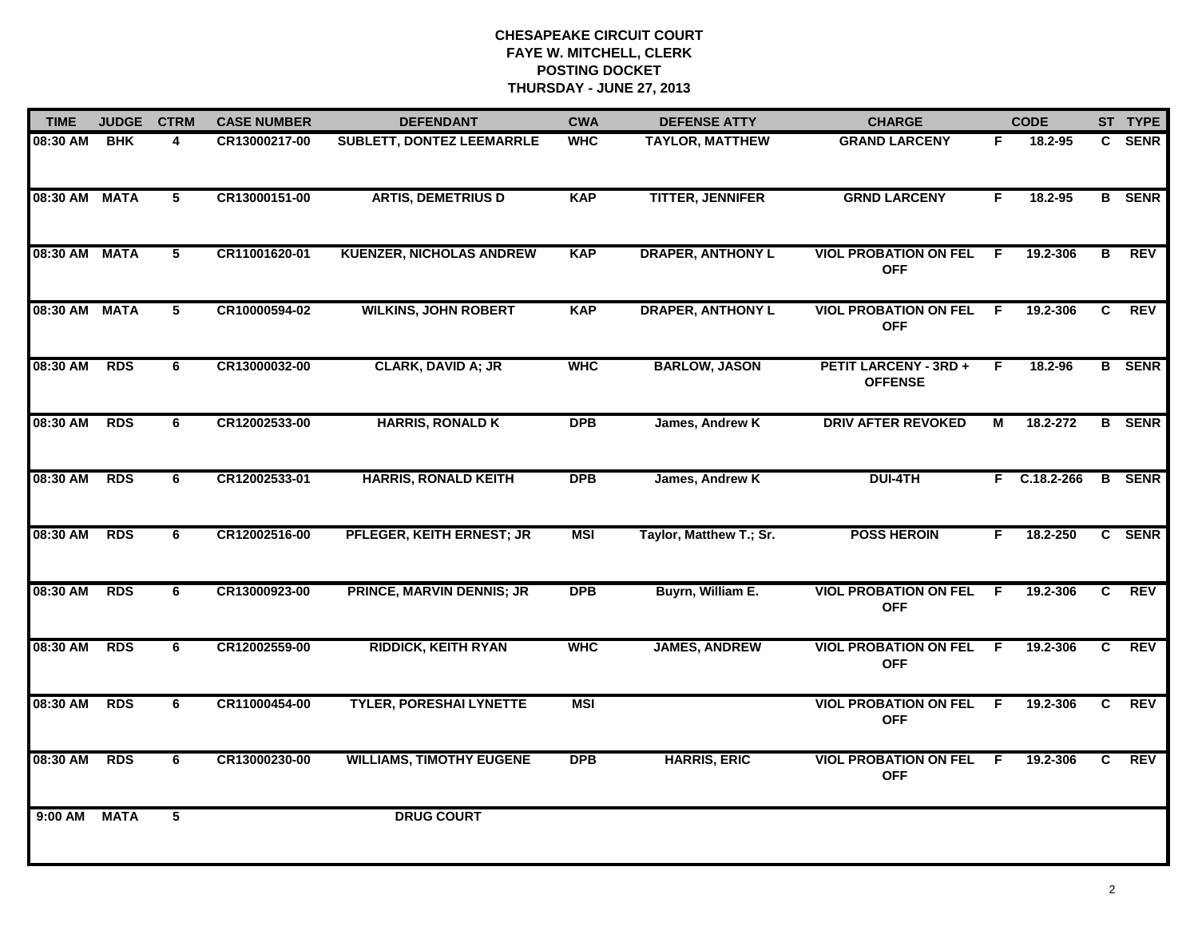**CHESAPEAKE CIRCUIT COURT**
**FAYE W. MITCHELL, CLERK**
**POSTING DOCKET**
**THURSDAY - JUNE 27, 2013**

| TIME | JUDGE | CTRM | CASE NUMBER | DEFENDANT | CWA | DEFENSE ATTY | CHARGE | | CODE | ST | TYPE |
|---|---|---|---|---|---|---|---|---|---|---|---|
| 08:30 AM | BHK | 4 | CR13000217-00 | SUBLETT, DONTEZ LEEMARRLE | WHC | TAYLOR, MATTHEW | GRAND LARCENY | F | 18.2-95 | C | SENR |
| 08:30 AM | MATA | 5 | CR13000151-00 | ARTIS, DEMETRIUS D | KAP | TITTER, JENNIFER | GRND LARCENY | F | 18.2-95 | B | SENR |
| 08:30 AM | MATA | 5 | CR11001620-01 | KUENZER, NICHOLAS ANDREW | KAP | DRAPER, ANTHONY L | VIOL PROBATION ON FEL OFF | F | 19.2-306 | B | REV |
| 08:30 AM | MATA | 5 | CR10000594-02 | WILKINS, JOHN ROBERT | KAP | DRAPER, ANTHONY L | VIOL PROBATION ON FEL OFF | F | 19.2-306 | C | REV |
| 08:30 AM | RDS | 6 | CR13000032-00 | CLARK, DAVID A; JR | WHC | BARLOW, JASON | PETIT LARCENY - 3RD + OFFENSE | F | 18.2-96 | B | SENR |
| 08:30 AM | RDS | 6 | CR12002533-00 | HARRIS, RONALD K | DPB | James, Andrew K | DRIV AFTER REVOKED | M | 18.2-272 | B | SENR |
| 08:30 AM | RDS | 6 | CR12002533-01 | HARRIS, RONALD KEITH | DPB | James, Andrew K | DUI-4TH | F | C.18.2-266 | B | SENR |
| 08:30 AM | RDS | 6 | CR12002516-00 | PFLEGER, KEITH ERNEST; JR | MSI | Taylor, Matthew T.; Sr. | POSS HEROIN | F | 18.2-250 | C | SENR |
| 08:30 AM | RDS | 6 | CR13000923-00 | PRINCE, MARVIN DENNIS; JR | DPB | Buyrn, William E. | VIOL PROBATION ON FEL OFF | F | 19.2-306 | C | REV |
| 08:30 AM | RDS | 6 | CR12002559-00 | RIDDICK, KEITH RYAN | WHC | JAMES, ANDREW | VIOL PROBATION ON FEL OFF | F | 19.2-306 | C | REV |
| 08:30 AM | RDS | 6 | CR11000454-00 | TYLER, PORESHAI LYNETTE | MSI | | VIOL PROBATION ON FEL OFF | F | 19.2-306 | C | REV |
| 08:30 AM | RDS | 6 | CR13000230-00 | WILLIAMS, TIMOTHY EUGENE | DPB | HARRIS, ERIC | VIOL PROBATION ON FEL OFF | F | 19.2-306 | C | REV |
| 9:00 AM | MATA | 5 | | DRUG COURT | | | | | | | |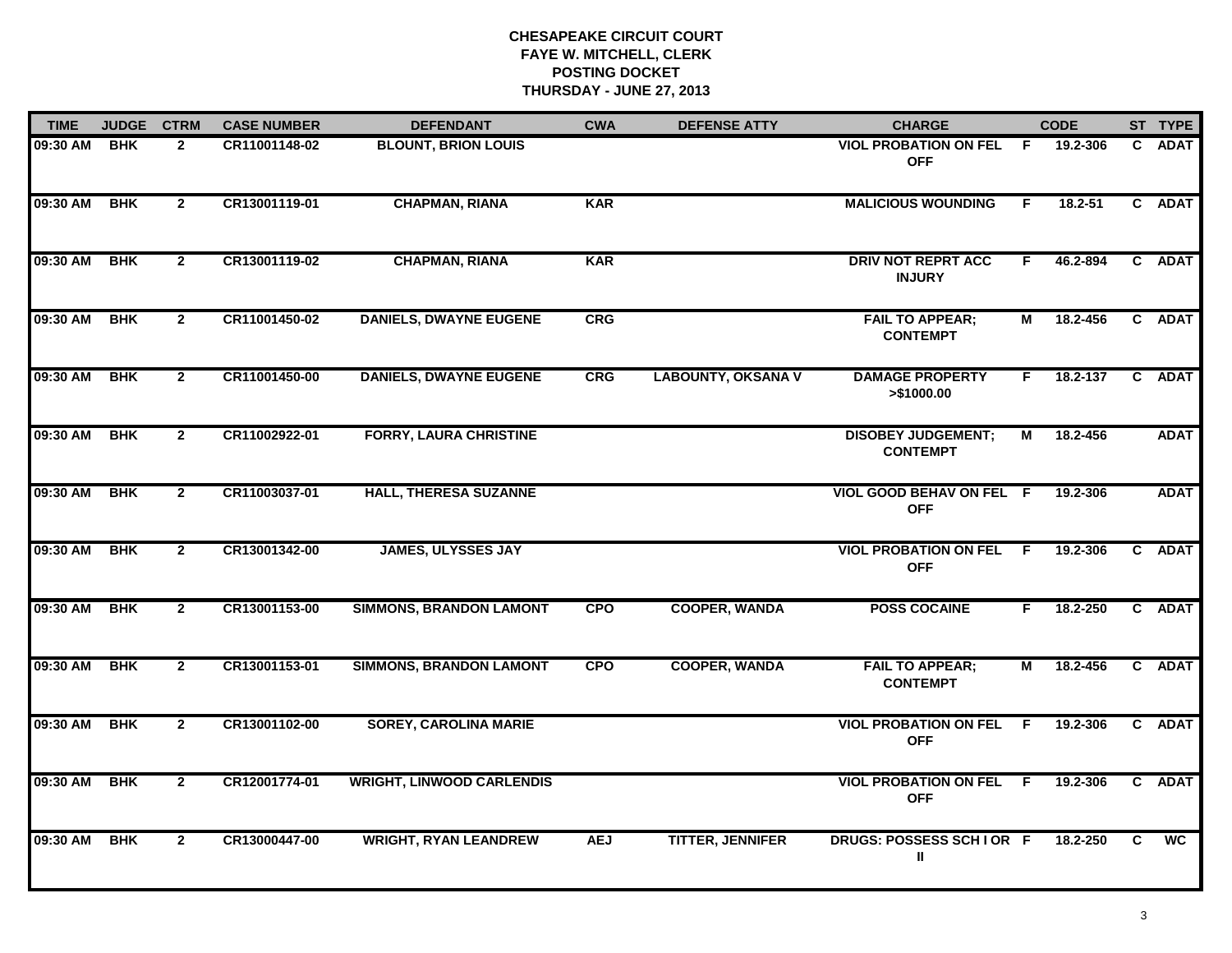# CHESAPEAKE CIRCUIT COURT
## FAYE W. MITCHELL, CLERK
## POSTING DOCKET
## THURSDAY - JUNE 27, 2013

| TIME | JUDGE | CTRM | CASE NUMBER | DEFENDANT | CWA | DEFENSE ATTY | CHARGE | | CODE | ST | TYPE |
|---|---|---|---|---|---|---|---|---|---|---|---|
| 09:30 AM | BHK | 2 | CR11001148-02 | BLOUNT, BRION LOUIS | | | VIOL PROBATION ON FEL OFF | F | 19.2-306 | C | ADAT |
| 09:30 AM | BHK | 2 | CR13001119-01 | CHAPMAN, RIANA | KAR | | MALICIOUS WOUNDING | F | 18.2-51 | C | ADAT |
| 09:30 AM | BHK | 2 | CR13001119-02 | CHAPMAN, RIANA | KAR | | DRIV NOT REPRT ACC INJURY | F | 46.2-894 | C | ADAT |
| 09:30 AM | BHK | 2 | CR11001450-02 | DANIELS, DWAYNE EUGENE | CRG | | FAIL TO APPEAR; CONTEMPT | M | 18.2-456 | C | ADAT |
| 09:30 AM | BHK | 2 | CR11001450-00 | DANIELS, DWAYNE EUGENE | CRG | LABOUNTY, OKSANA V | DAMAGE PROPERTY >$1000.00 | F | 18.2-137 | C | ADAT |
| 09:30 AM | BHK | 2 | CR11002922-01 | FORRY, LAURA CHRISTINE | | | DISOBEY JUDGEMENT; CONTEMPT | M | 18.2-456 | | ADAT |
| 09:30 AM | BHK | 2 | CR11003037-01 | HALL, THERESA SUZANNE | | | VIOL GOOD BEHAV ON FEL OFF | F | 19.2-306 | | ADAT |
| 09:30 AM | BHK | 2 | CR13001342-00 | JAMES, ULYSSES JAY | | | VIOL PROBATION ON FEL OFF | F | 19.2-306 | C | ADAT |
| 09:30 AM | BHK | 2 | CR13001153-00 | SIMMONS, BRANDON LAMONT | CPO | COOPER, WANDA | POSS COCAINE | F | 18.2-250 | C | ADAT |
| 09:30 AM | BHK | 2 | CR13001153-01 | SIMMONS, BRANDON LAMONT | CPO | COOPER, WANDA | FAIL TO APPEAR; CONTEMPT | M | 18.2-456 | C | ADAT |
| 09:30 AM | BHK | 2 | CR13001102-00 | SOREY, CAROLINA MARIE | | | VIOL PROBATION ON FEL OFF | F | 19.2-306 | C | ADAT |
| 09:30 AM | BHK | 2 | CR12001774-01 | WRIGHT, LINWOOD CARLENDIS | | | VIOL PROBATION ON FEL OFF | F | 19.2-306 | C | ADAT |
| 09:30 AM | BHK | 2 | CR13000447-00 | WRIGHT, RYAN LEANDREW | AEJ | TITTER, JENNIFER | DRUGS: POSSESS SCH I OR II | F | 18.2-250 | C | WC |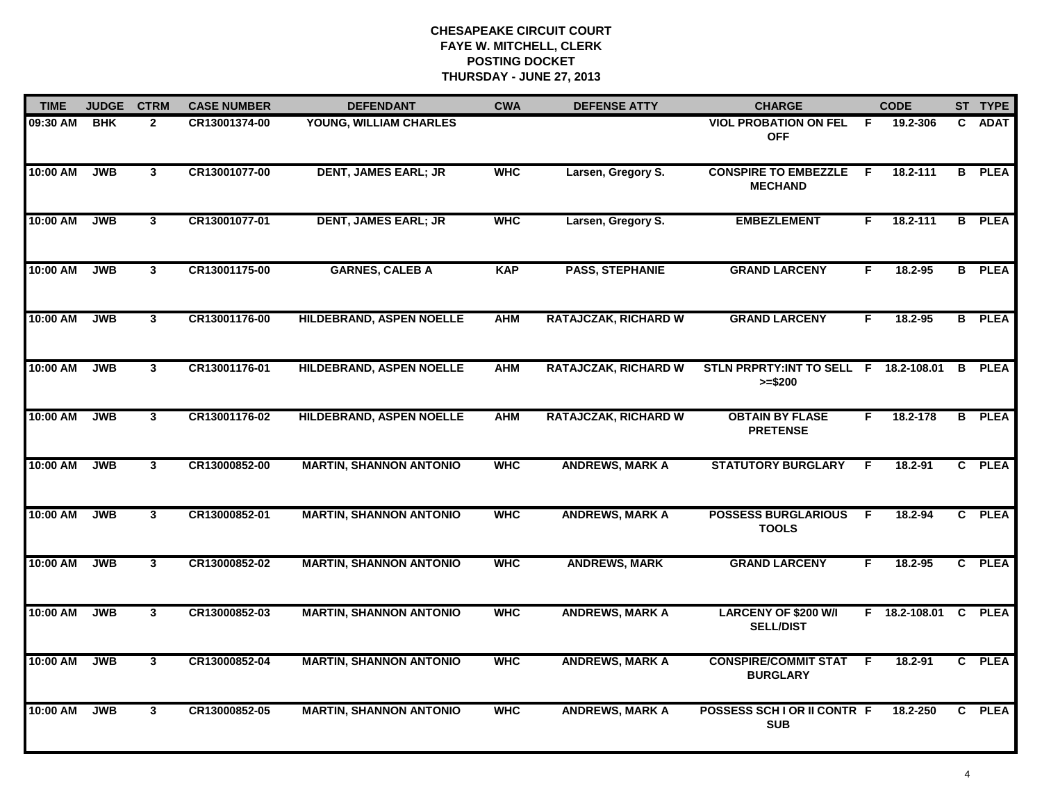# CHESAPEAKE CIRCUIT COURT
## FAYE W. MITCHELL, CLERK
## POSTING DOCKET
## THURSDAY - JUNE 27, 2013

| TIME | JUDGE | CTRM | CASE NUMBER | DEFENDANT | CWA | DEFENSE ATTY | CHARGE | | CODE | ST | TYPE |
|---|---|---|---|---|---|---|---|---|---|---|---|
| 09:30 AM | BHK | 2 | CR13001374-00 | YOUNG, WILLIAM CHARLES | | | VIOL PROBATION ON FEL OFF | F | 19.2-306 | C | ADAT |
| 10:00 AM | JWB | 3 | CR13001077-00 | DENT, JAMES EARL; JR | WHC | Larsen, Gregory S. | CONSPIRE TO EMBEZZLE MECHAND | F | 18.2-111 | B | PLEA |
| 10:00 AM | JWB | 3 | CR13001077-01 | DENT, JAMES EARL; JR | WHC | Larsen, Gregory S. | EMBEZLEMENT | F | 18.2-111 | B | PLEA |
| 10:00 AM | JWB | 3 | CR13001175-00 | GARNES, CALEB A | KAP | PASS, STEPHANIE | GRAND LARCENY | F | 18.2-95 | B | PLEA |
| 10:00 AM | JWB | 3 | CR13001176-00 | HILDEBRAND, ASPEN NOELLE | AHM | RATAJCZAK, RICHARD W | GRAND LARCENY | F | 18.2-95 | B | PLEA |
| 10:00 AM | JWB | 3 | CR13001176-01 | HILDEBRAND, ASPEN NOELLE | AHM | RATAJCZAK, RICHARD W | STLN PRPRTY:INT TO SELL >=$200 | F | 18.2-108.01 | B | PLEA |
| 10:00 AM | JWB | 3 | CR13001176-02 | HILDEBRAND, ASPEN NOELLE | AHM | RATAJCZAK, RICHARD W | OBTAIN BY FLASE PRETENSE | F | 18.2-178 | B | PLEA |
| 10:00 AM | JWB | 3 | CR13000852-00 | MARTIN, SHANNON ANTONIO | WHC | ANDREWS, MARK A | STATUTORY BURGLARY | F | 18.2-91 | C | PLEA |
| 10:00 AM | JWB | 3 | CR13000852-01 | MARTIN, SHANNON ANTONIO | WHC | ANDREWS, MARK A | POSSESS BURGLARIOUS TOOLS | F | 18.2-94 | C | PLEA |
| 10:00 AM | JWB | 3 | CR13000852-02 | MARTIN, SHANNON ANTONIO | WHC | ANDREWS, MARK | GRAND LARCENY | F | 18.2-95 | C | PLEA |
| 10:00 AM | JWB | 3 | CR13000852-03 | MARTIN, SHANNON ANTONIO | WHC | ANDREWS, MARK A | LARCENY OF $200 W/I SELL/DIST | F | 18.2-108.01 | C | PLEA |
| 10:00 AM | JWB | 3 | CR13000852-04 | MARTIN, SHANNON ANTONIO | WHC | ANDREWS, MARK A | CONSPIRE/COMMIT STAT BURGLARY | F | 18.2-91 | C | PLEA |
| 10:00 AM | JWB | 3 | CR13000852-05 | MARTIN, SHANNON ANTONIO | WHC | ANDREWS, MARK A | POSSESS SCH I OR II CONTR SUB | F | 18.2-250 | C | PLEA |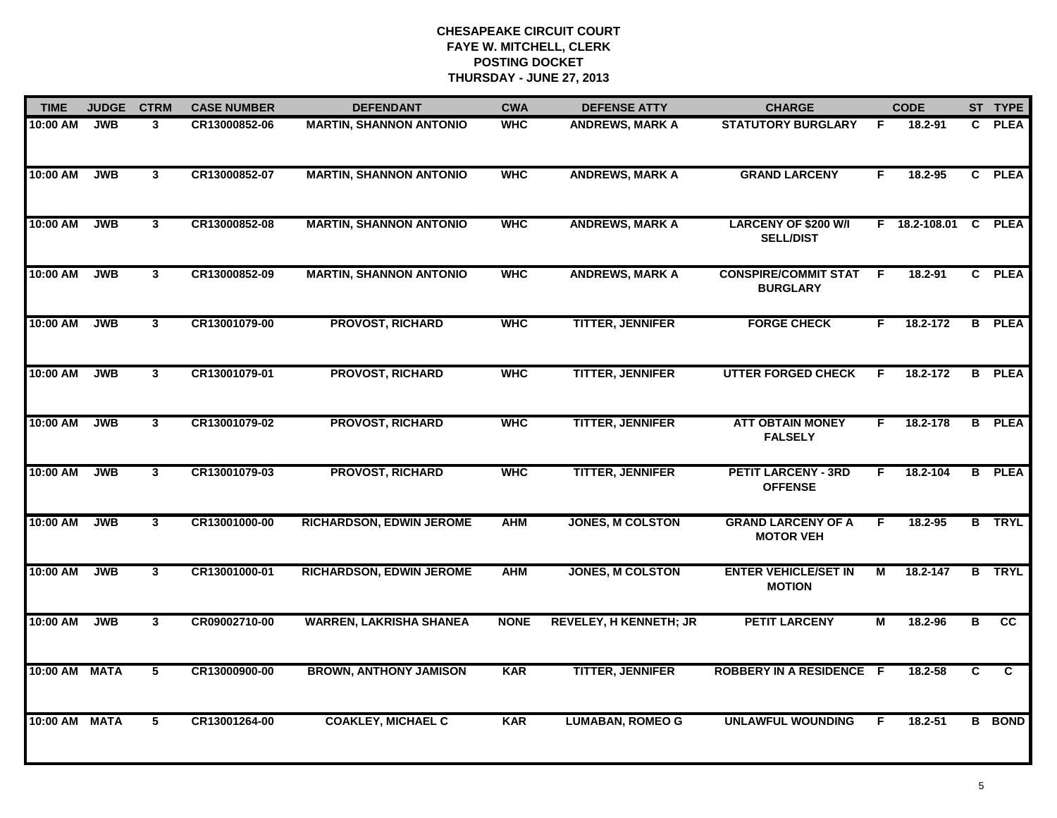# CHESAPEAKE CIRCUIT COURT
## FAYE W. MITCHELL, CLERK
## POSTING DOCKET
## THURSDAY - JUNE 27, 2013

| TIME | JUDGE | CTRM | CASE NUMBER | DEFENDANT | CWA | DEFENSE ATTY | CHARGE | | CODE | ST | TYPE |
|---|---|---|---|---|---|---|---|---|---|---|---|
| 10:00 AM | JWB | 3 | CR13000852-06 | MARTIN, SHANNON ANTONIO | WHC | ANDREWS, MARK A | STATUTORY BURGLARY | F | 18.2-91 | C | PLEA |
| 10:00 AM | JWB | 3 | CR13000852-07 | MARTIN, SHANNON ANTONIO | WHC | ANDREWS, MARK A | GRAND LARCENY | F | 18.2-95 | C | PLEA |
| 10:00 AM | JWB | 3 | CR13000852-08 | MARTIN, SHANNON ANTONIO | WHC | ANDREWS, MARK A | LARCENY OF $200 W/I SELL/DIST | F | 18.2-108.01 | C | PLEA |
| 10:00 AM | JWB | 3 | CR13000852-09 | MARTIN, SHANNON ANTONIO | WHC | ANDREWS, MARK A | CONSPIRE/COMMIT STAT BURGLARY | F | 18.2-91 | C | PLEA |
| 10:00 AM | JWB | 3 | CR13001079-00 | PROVOST, RICHARD | WHC | TITTER, JENNIFER | FORGE CHECK | F | 18.2-172 | B | PLEA |
| 10:00 AM | JWB | 3 | CR13001079-01 | PROVOST, RICHARD | WHC | TITTER, JENNIFER | UTTER FORGED CHECK | F | 18.2-172 | B | PLEA |
| 10:00 AM | JWB | 3 | CR13001079-02 | PROVOST, RICHARD | WHC | TITTER, JENNIFER | ATT OBTAIN MONEY FALSELY | F | 18.2-178 | B | PLEA |
| 10:00 AM | JWB | 3 | CR13001079-03 | PROVOST, RICHARD | WHC | TITTER, JENNIFER | PETIT LARCENY - 3RD OFFENSE | F | 18.2-104 | B | PLEA |
| 10:00 AM | JWB | 3 | CR13001000-00 | RICHARDSON, EDWIN JEROME | AHM | JONES, M COLSTON | GRAND LARCENY OF A MOTOR VEH | F | 18.2-95 | B | TRYL |
| 10:00 AM | JWB | 3 | CR13001000-01 | RICHARDSON, EDWIN JEROME | AHM | JONES, M COLSTON | ENTER VEHICLE/SET IN MOTION | M | 18.2-147 | B | TRYL |
| 10:00 AM | JWB | 3 | CR09002710-00 | WARREN, LAKRISHA SHANEA | NONE | REVELEY, H KENNETH; JR | PETIT LARCENY | M | 18.2-96 | B | CC |
| 10:00 AM | MATA | 5 | CR13000900-00 | BROWN, ANTHONY JAMISON | KAR | TITTER, JENNIFER | ROBBERY IN A RESIDENCE | F | 18.2-58 | C | C |
| 10:00 AM | MATA | 5 | CR13001264-00 | COAKLEY, MICHAEL C | KAR | LUMABAN, ROMEO G | UNLAWFUL WOUNDING | F | 18.2-51 | B | BOND |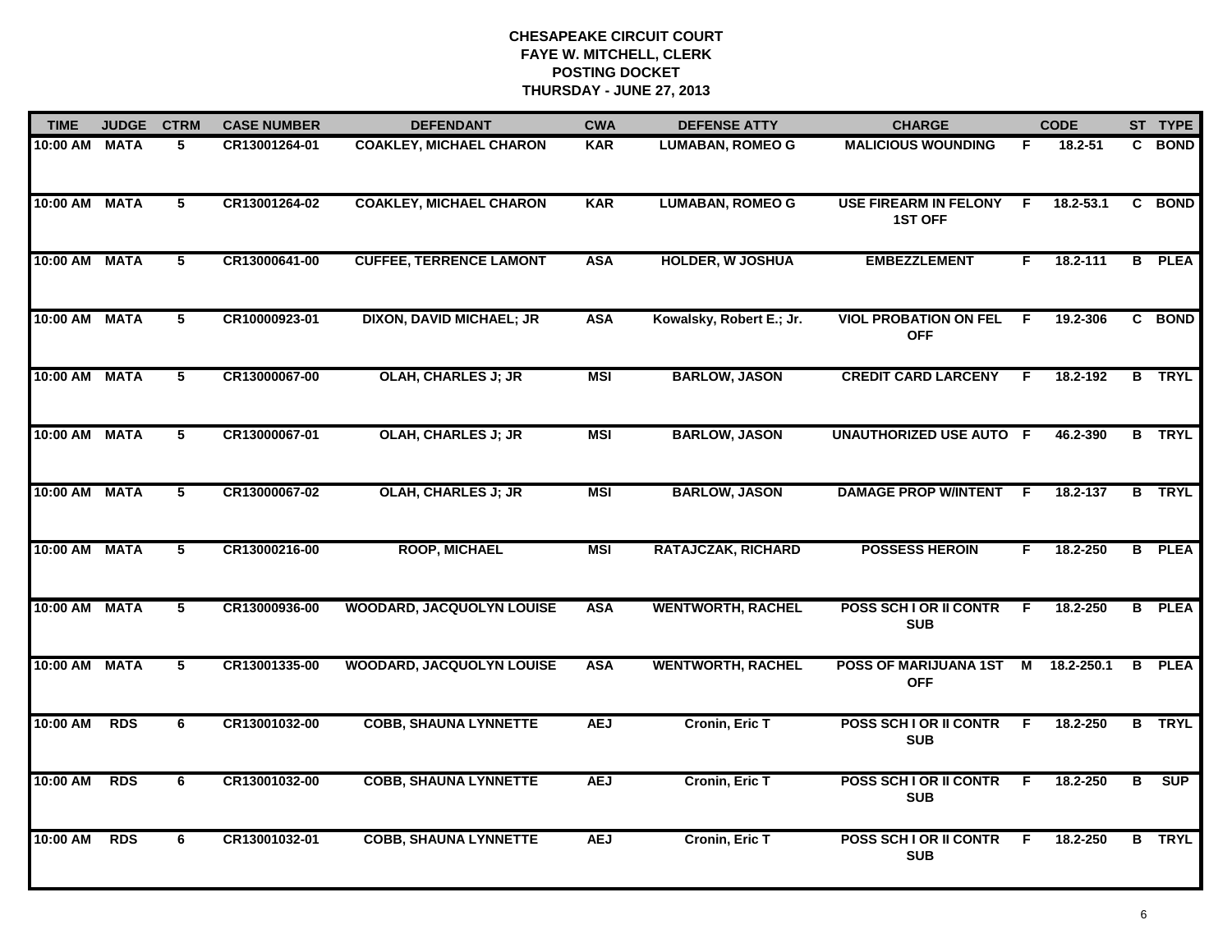# CHESAPEAKE CIRCUIT COURT
## FAYE W. MITCHELL, CLERK
## POSTING DOCKET
## THURSDAY - JUNE 27, 2013

| TIME | JUDGE | CTRM | CASE NUMBER | DEFENDANT | CWA | DEFENSE ATTY | CHARGE | | CODE | ST | TYPE |
|---|---|---|---|---|---|---|---|---|---|---|---|
| 10:00 AM | MATA | 5 | CR13001264-01 | COAKLEY, MICHAEL CHARON | KAR | LUMABAN, ROMEO G | MALICIOUS WOUNDING | F | 18.2-51 | C | BOND |
| 10:00 AM | MATA | 5 | CR13001264-02 | COAKLEY, MICHAEL CHARON | KAR | LUMABAN, ROMEO G | USE FIREARM IN FELONY 1ST OFF | F | 18.2-53.1 | C | BOND |
| 10:00 AM | MATA | 5 | CR13000641-00 | CUFFEE, TERRENCE LAMONT | ASA | HOLDER, W JOSHUA | EMBEZZLEMENT | F | 18.2-111 | B | PLEA |
| 10:00 AM | MATA | 5 | CR10000923-01 | DIXON, DAVID MICHAEL; JR | ASA | Kowalsky, Robert E.; Jr. | VIOL PROBATION ON FEL OFF | F | 19.2-306 | C | BOND |
| 10:00 AM | MATA | 5 | CR13000067-00 | OLAH, CHARLES J; JR | MSI | BARLOW, JASON | CREDIT CARD LARCENY | F | 18.2-192 | B | TRYL |
| 10:00 AM | MATA | 5 | CR13000067-01 | OLAH, CHARLES J; JR | MSI | BARLOW, JASON | UNAUTHORIZED USE AUTO | F | 46.2-390 | B | TRYL |
| 10:00 AM | MATA | 5 | CR13000067-02 | OLAH, CHARLES J; JR | MSI | BARLOW, JASON | DAMAGE PROP W/INTENT | F | 18.2-137 | B | TRYL |
| 10:00 AM | MATA | 5 | CR13000216-00 | ROOP, MICHAEL | MSI | RATAJCZAK, RICHARD | POSSESS HEROIN | F | 18.2-250 | B | PLEA |
| 10:00 AM | MATA | 5 | CR13000936-00 | WOODARD, JACQUOLYN LOUISE | ASA | WENTWORTH, RACHEL | POSS SCH I OR II CONTR SUB | F | 18.2-250 | B | PLEA |
| 10:00 AM | MATA | 5 | CR13001335-00 | WOODARD, JACQUOLYN LOUISE | ASA | WENTWORTH, RACHEL | POSS OF MARIJUANA 1ST OFF | M | 18.2-250.1 | B | PLEA |
| 10:00 AM | RDS | 6 | CR13001032-00 | COBB, SHAUNA LYNNETTE | AEJ | Cronin, Eric T | POSS SCH I OR II CONTR SUB | F | 18.2-250 | B | TRYL |
| 10:00 AM | RDS | 6 | CR13001032-00 | COBB, SHAUNA LYNNETTE | AEJ | Cronin, Eric T | POSS SCH I OR II CONTR SUB | F | 18.2-250 | B | SUP |
| 10:00 AM | RDS | 6 | CR13001032-01 | COBB, SHAUNA LYNNETTE | AEJ | Cronin, Eric T | POSS SCH I OR II CONTR SUB | F | 18.2-250 | B | TRYL |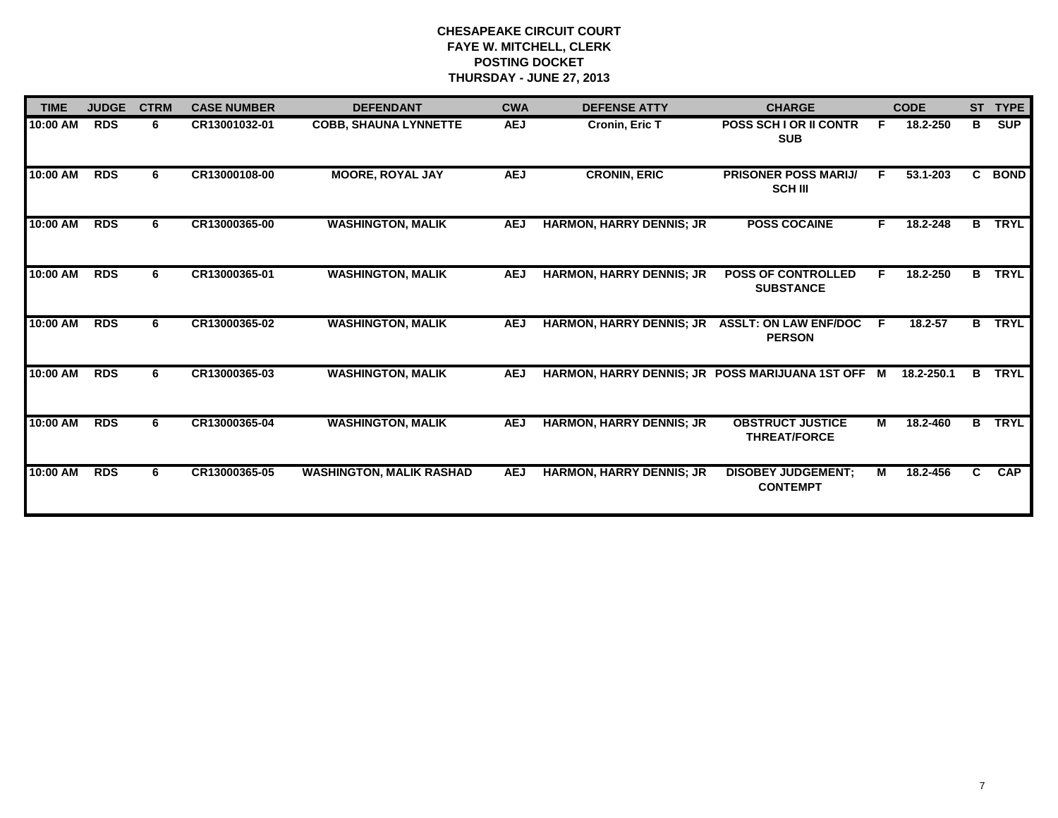# CHESAPEAKE CIRCUIT COURT
## FAYE W. MITCHELL, CLERK
## POSTING DOCKET
## THURSDAY - JUNE 27, 2013

| TIME | JUDGE | CTRM | CASE NUMBER | DEFENDANT | CWA | DEFENSE ATTY | CHARGE | | CODE | ST | TYPE |
|---|---|---|---|---|---|---|---|---|---|---|---|
| 10:00 AM | RDS | 6 | CR13001032-01 | COBB, SHAUNA LYNNETTE | AEJ | Cronin, Eric T | POSS SCH I OR II CONTR SUB | F | 18.2-250 | B | SUP |
| 10:00 AM | RDS | 6 | CR13000108-00 | MOORE, ROYAL JAY | AEJ | CRONIN, ERIC | PRISONER POSS MARIJ/ SCH III | F | 53.1-203 | C | BOND |
| 10:00 AM | RDS | 6 | CR13000365-00 | WASHINGTON, MALIK | AEJ | HARMON, HARRY DENNIS; JR | POSS COCAINE | F | 18.2-248 | B | TRYL |
| 10:00 AM | RDS | 6 | CR13000365-01 | WASHINGTON, MALIK | AEJ | HARMON, HARRY DENNIS; JR | POSS OF CONTROLLED SUBSTANCE | F | 18.2-250 | B | TRYL |
| 10:00 AM | RDS | 6 | CR13000365-02 | WASHINGTON, MALIK | AEJ | HARMON, HARRY DENNIS; JR | ASSLT: ON LAW ENF/DOC PERSON | F | 18.2-57 | B | TRYL |
| 10:00 AM | RDS | 6 | CR13000365-03 | WASHINGTON, MALIK | AEJ | HARMON, HARRY DENNIS; JR | POSS MARIJUANA 1ST OFF | M | 18.2-250.1 | B | TRYL |
| 10:00 AM | RDS | 6 | CR13000365-04 | WASHINGTON, MALIK | AEJ | HARMON, HARRY DENNIS; JR | OBSTRUCT JUSTICE THREAT/FORCE | M | 18.2-460 | B | TRYL |
| 10:00 AM | RDS | 6 | CR13000365-05 | WASHINGTON, MALIK RASHAD | AEJ | HARMON, HARRY DENNIS; JR | DISOBEY JUDGEMENT; CONTEMPT | M | 18.2-456 | C | CAP |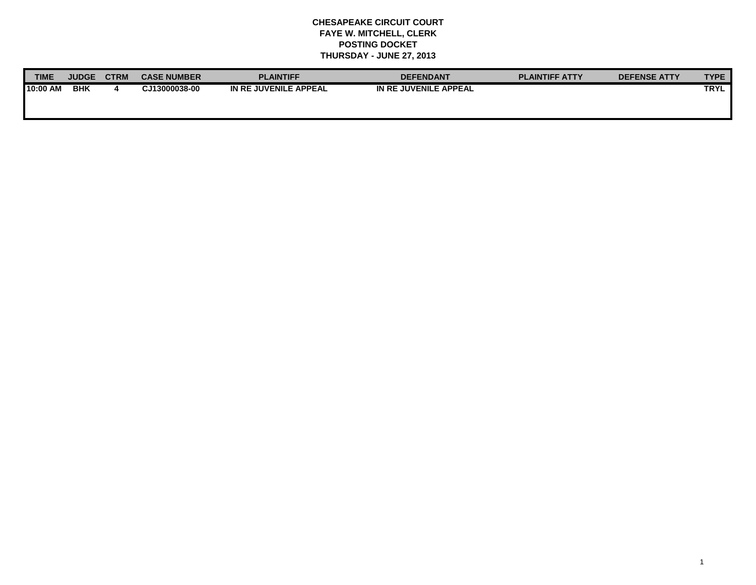**CHESAPEAKE CIRCUIT COURT**
**FAYE W. MITCHELL, CLERK**
**POSTING DOCKET**
**THURSDAY - JUNE 27, 2013**

| TIME | JUDGE | CTRM | CASE NUMBER | PLAINTIFF | DEFENDANT | PLAINTIFF ATTY | DEFENSE ATTY | TYPE |
|---|---|---|---|---|---|---|---|---|
| 10:00 AM | BHK | 4 | CJ13000038-00 | IN RE JUVENILE APPEAL | IN RE JUVENILE APPEAL | | | TRYL |